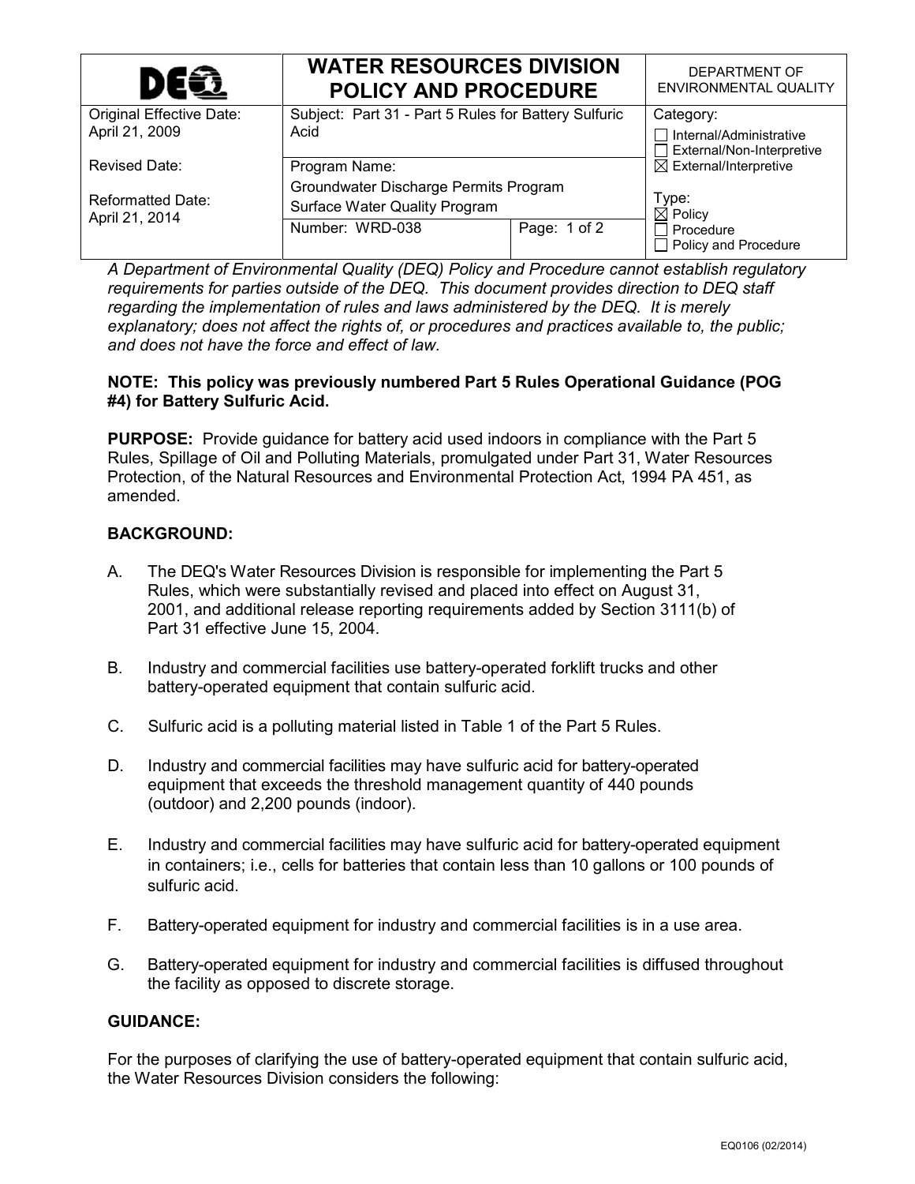| DEQ | **WATER RESOURCES DIVISION POLICY AND PROCEDURE** | | DEPARTMENT OF ENVIRONMENTAL QUALITY |
|---|---|---|---|
| Original Effective Date: April 21, 2009 | Subject: Part 31 - Part 5 Rules for Battery Sulfuric Acid | | Category: ☐ Internal/Administrative ☐ External/Non-Interpretive ☒ External/Interpretive |
| Revised Date: | Program Name: Groundwater Discharge Permits Program Surface Water Quality Program | | Type: ☒ Policy ☐ Procedure ☐ Policy and Procedure |
| Reformatted Date: April 21, 2014 | Number: WRD-038 | Page: 1 of 2 | |

*A Department of Environmental Quality (DEQ) Policy and Procedure cannot establish regulatory requirements for parties outside of the DEQ. This document provides direction to DEQ staff regarding the implementation of rules and laws administered by the DEQ. It is merely explanatory; does not affect the rights of, or procedures and practices available to, the public; and does not have the force and effect of law.*

**NOTE: This policy was previously numbered Part 5 Rules Operational Guidance (POG #4) for Battery Sulfuric Acid.**

**PURPOSE:** Provide guidance for battery acid used indoors in compliance with the Part 5 Rules, Spillage of Oil and Polluting Materials, promulgated under Part 31, Water Resources Protection, of the Natural Resources and Environmental Protection Act, 1994 PA 451, as amended.

**BACKGROUND:**

A. The DEQ's Water Resources Division is responsible for implementing the Part 5 Rules, which were substantially revised and placed into effect on August 31, 2001, and additional release reporting requirements added by Section 3111(b) of Part 31 effective June 15, 2004.

B. Industry and commercial facilities use battery-operated forklift trucks and other battery-operated equipment that contain sulfuric acid.

C. Sulfuric acid is a polluting material listed in Table 1 of the Part 5 Rules.

D. Industry and commercial facilities may have sulfuric acid for battery-operated equipment that exceeds the threshold management quantity of 440 pounds (outdoor) and 2,200 pounds (indoor).

E. Industry and commercial facilities may have sulfuric acid for battery-operated equipment in containers; i.e., cells for batteries that contain less than 10 gallons or 100 pounds of sulfuric acid.

F. Battery-operated equipment for industry and commercial facilities is in a use area.

G. Battery-operated equipment for industry and commercial facilities is diffused throughout the facility as opposed to discrete storage.

**GUIDANCE:**

For the purposes of clarifying the use of battery-operated equipment that contain sulfuric acid, the Water Resources Division considers the following: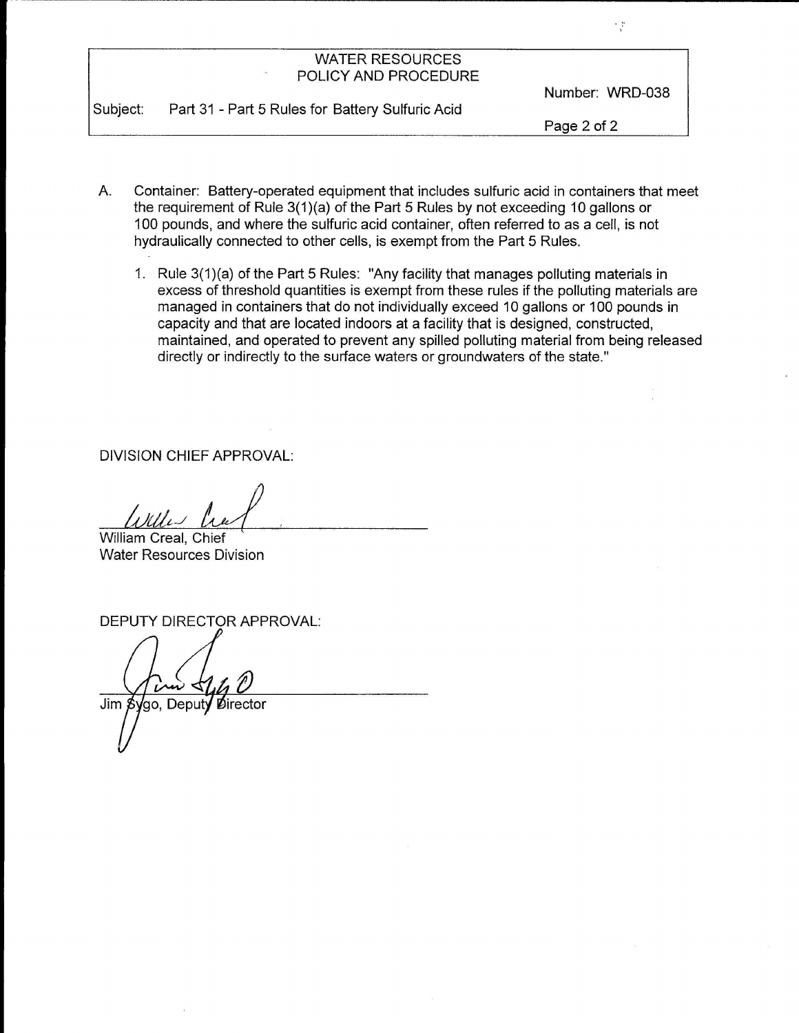A. Container: Battery-operated equipment that includes sulfuric acid in containers that meet the requirement of Rule 3(1)(a) of the Part 5 Rules by not exceeding 10 gallons or 100 pounds, and where the sulfuric acid container, often referred to as a cell, is not hydraulically connected to other cells, is exempt from the Part 5 Rules.

   1. Rule 3(1)(a) of the Part 5 Rules: "Any facility that manages polluting materials in excess of threshold quantities is exempt from these rules if the polluting materials are managed in containers that do not individually exceed 10 gallons or 100 pounds in capacity and that are located indoors at a facility that is designed, constructed, maintained, and operated to prevent any spilled polluting material from being released directly or indirectly to the surface waters or groundwaters of the state."

DIVISION CHIEF APPROVAL:

William Creal, Chief
Water Resources Division

DEPUTY DIRECTOR APPROVAL:

Jim Sygo, Deputy Director